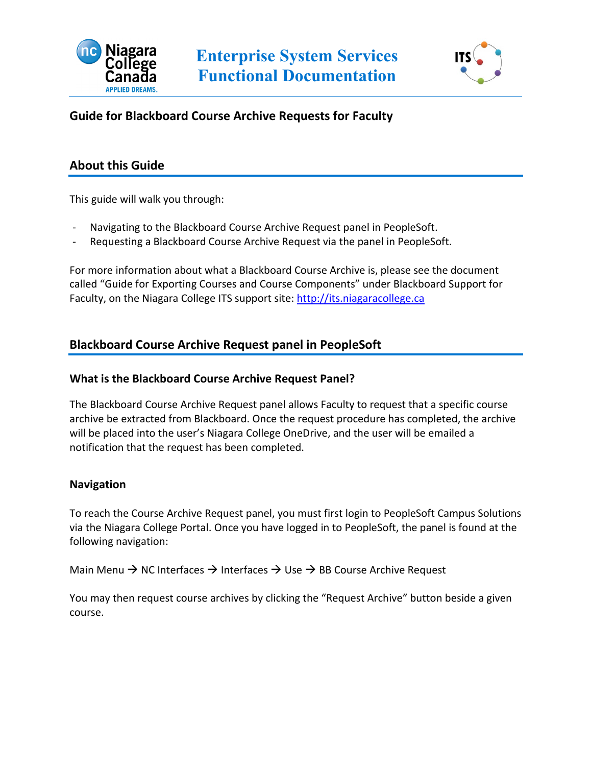Enterprise System Services
Functional Documentation

# Guide for Blackboard Course Archive Requests for Faculty

## About this Guide

This guide will walk you through:

- Navigating to the Blackboard Course Archive Request panel in PeopleSoft.
- Requesting a Blackboard Course Archive Request via the panel in PeopleSoft.

For more information about what a Blackboard Course Archive is, please see the document called "Guide for Exporting Courses and Course Components" under Blackboard Support for Faculty, on the Niagara College ITS support site: http://its.niagaracollege.ca

## Blackboard Course Archive Request panel in PeopleSoft

### What is the Blackboard Course Archive Request Panel?

The Blackboard Course Archive Request panel allows Faculty to request that a specific course archive be extracted from Blackboard. Once the request procedure has completed, the archive will be placed into the user's Niagara College OneDrive, and the user will be emailed a notification that the request has been completed.

### Navigation

To reach the Course Archive Request panel, you must first login to PeopleSoft Campus Solutions via the Niagara College Portal. Once you have logged in to PeopleSoft, the panel is found at the following navigation:

Main Menu → NC Interfaces → Interfaces → Use → BB Course Archive Request

You may then request course archives by clicking the "Request Archive" button beside a given course.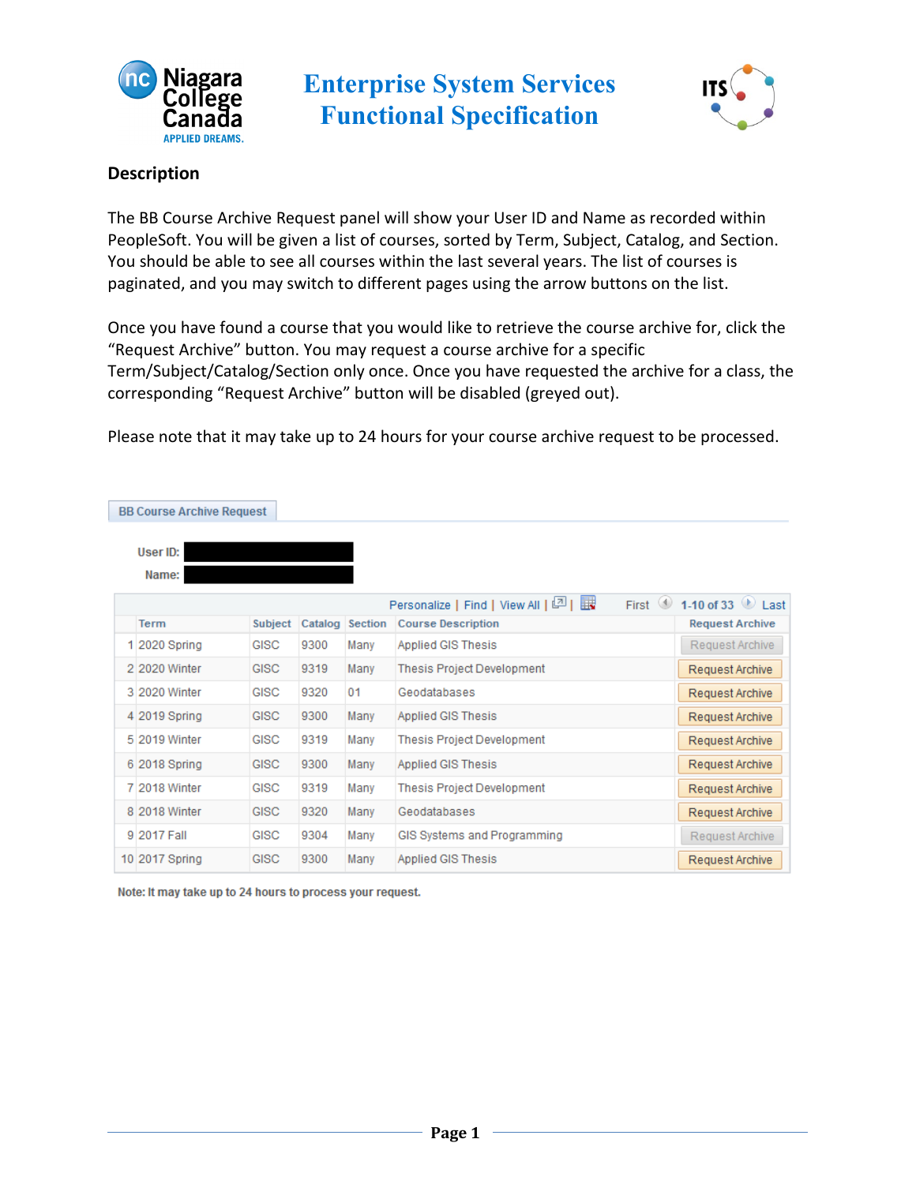### Description

The BB Course Archive Request panel will show your User ID and Name as recorded within PeopleSoft. You will be given a list of courses, sorted by Term, Subject, Catalog, and Section. You should be able to see all courses within the last several years. The list of courses is paginated, and you may switch to different pages using the arrow buttons on the list.

Once you have found a course that you would like to retrieve the course archive for, click the "Request Archive" button. You may request a course archive for a specific Term/Subject/Catalog/Section only once. Once you have requested the archive for a class, the corresponding "Request Archive" button will be disabled (greyed out).

Please note that it may take up to 24 hours for your course archive request to be processed.

**BB Course Archive Request**

User ID:

Name:

Personalize | Find | View All | First 1-10 of 33 Last

| | Term | Subject | Catalog | Section | Course Description | Request Archive |
|---|---|---|---|---|---|---|
| 1 | 2020 Spring | GISC | 9300 | Many | Applied GIS Thesis | Request Archive |
| 2 | 2020 Winter | GISC | 9319 | Many | Thesis Project Development | Request Archive |
| 3 | 2020 Winter | GISC | 9320 | 01 | Geodatabases | Request Archive |
| 4 | 2019 Spring | GISC | 9300 | Many | Applied GIS Thesis | Request Archive |
| 5 | 2019 Winter | GISC | 9319 | Many | Thesis Project Development | Request Archive |
| 6 | 2018 Spring | GISC | 9300 | Many | Applied GIS Thesis | Request Archive |
| 7 | 2018 Winter | GISC | 9319 | Many | Thesis Project Development | Request Archive |
| 8 | 2018 Winter | GISC | 9320 | Many | Geodatabases | Request Archive |
| 9 | 2017 Fall | GISC | 9304 | Many | GIS Systems and Programming | Request Archive |
| 10 | 2017 Spring | GISC | 9300 | Many | Applied GIS Thesis | Request Archive |

Note: It may take up to 24 hours to process your request.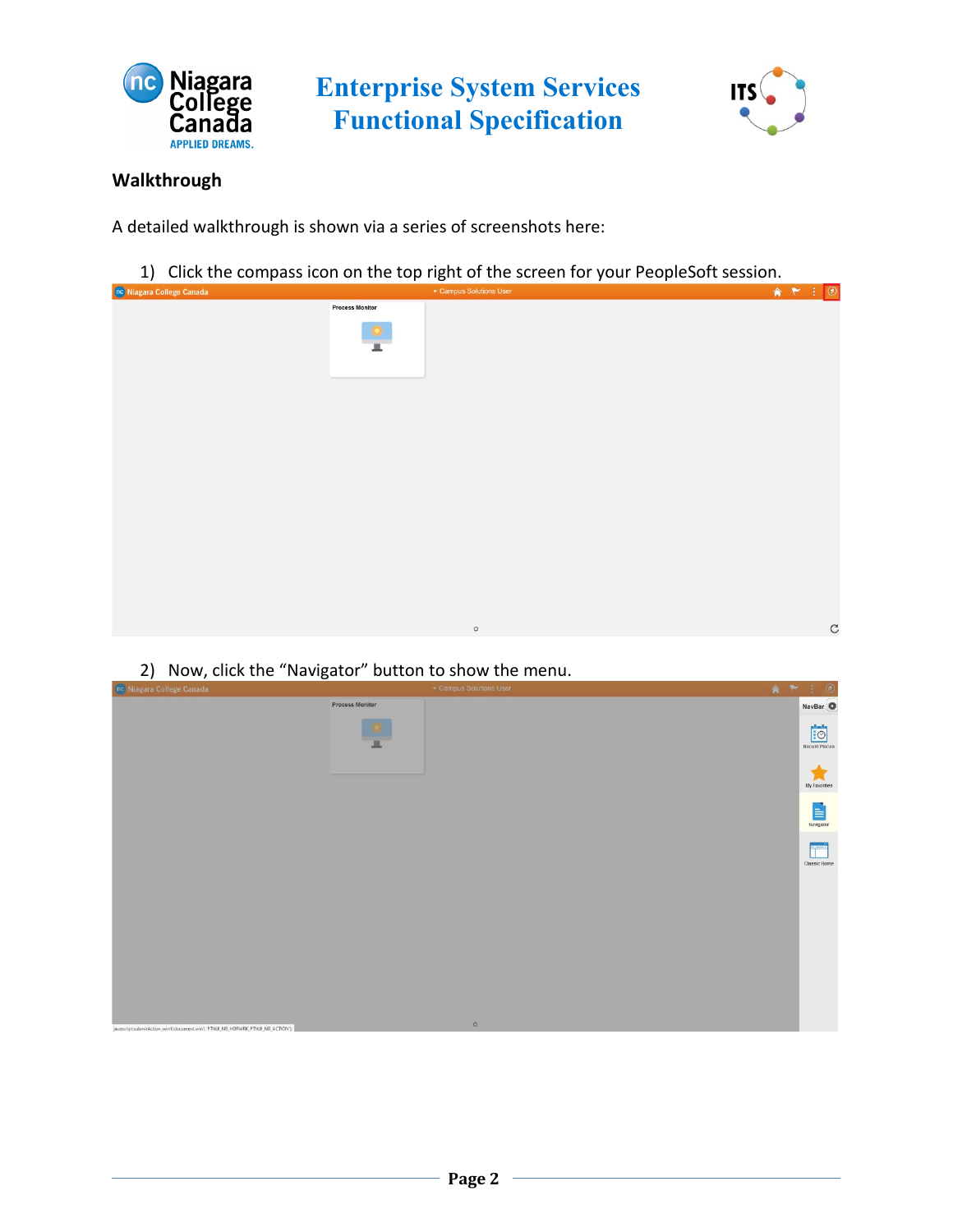## Walkthrough

A detailed walkthrough is shown via a series of screenshots here:

1) Click the compass icon on the top right of the screen for your PeopleSoft session.

2) Now, click the "Navigator" button to show the menu.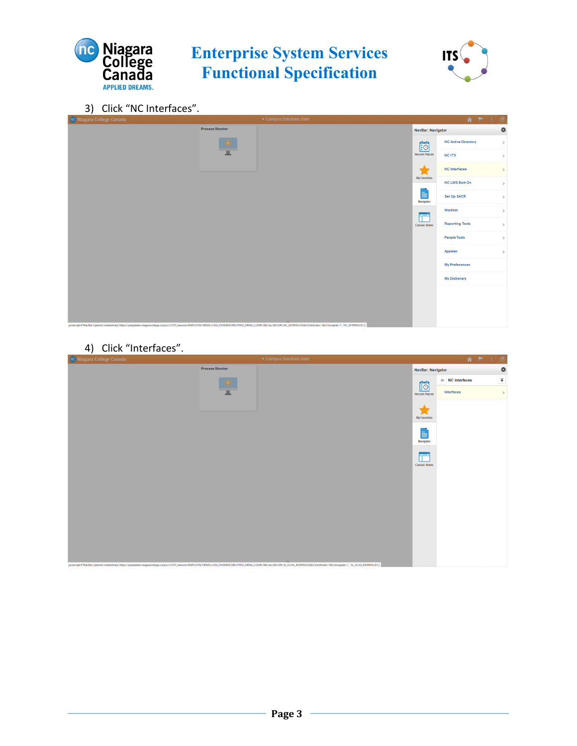3) Click “NC Interfaces”.

4) Click “Interfaces”.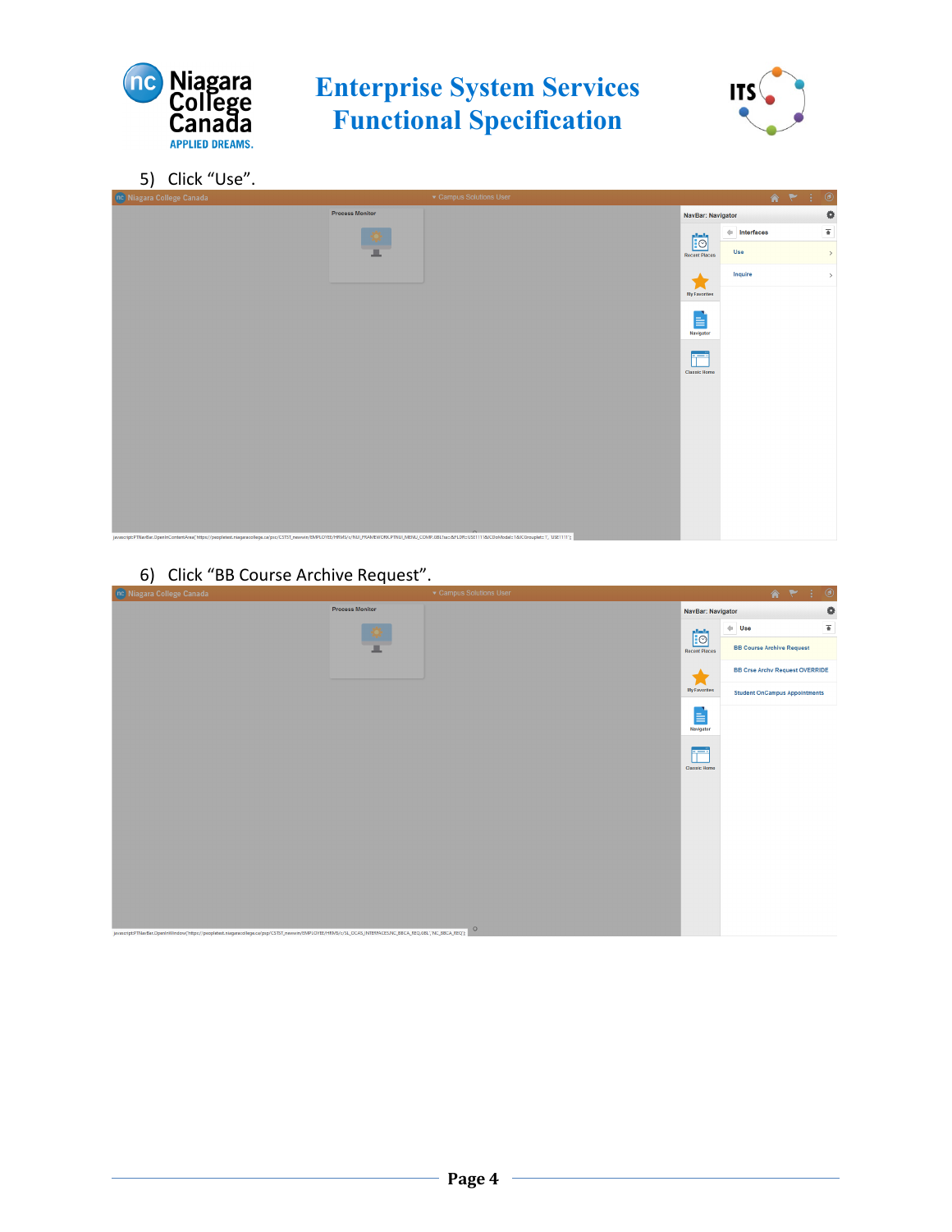5) Click “Use”.

6) Click “BB Course Archive Request”.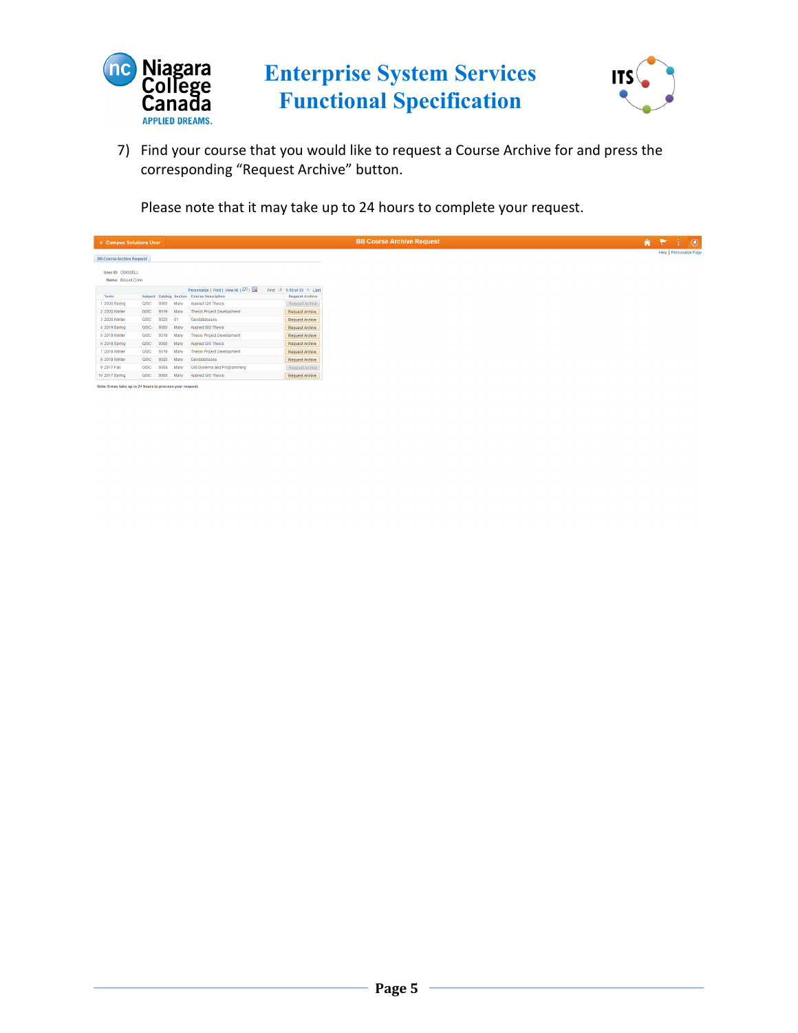7) Find your course that you would like to request a Course Archive for and press the corresponding "Request Archive" button.

   Please note that it may take up to 24 hours to complete your request.

Campus Solutions User

BB Course Archive Request

Help | Personalize Page

BB Course Archive Request

User ID: CBISSELL

Name: Bissell,Colin

Personalize | Find | View All | First 1-10 of 33 Last

| | Term | Subject | Catalog | Section | Course Description | Request Archive |
|---|---|---|---|---|---|---|
| 1 | 2020 Spring | GISC | 9300 | Many | Applied GIS Thesis | Request Archive |
| 2 | 2020 Winter | GISC | 9319 | Many | Thesis Project Development | Request Archive |
| 3 | 2020 Winter | GISC | 9320 | 01 | Geodatabases | Request Archive |
| 4 | 2019 Spring | GISC | 9300 | Many | Applied GIS Thesis | Request Archive |
| 5 | 2019 Winter | GISC | 9319 | Many | Thesis Project Development | Request Archive |
| 6 | 2018 Spring | GISC | 9300 | Many | Applied GIS Thesis | Request Archive |
| 7 | 2018 Winter | GISC | 9319 | Many | Thesis Project Development | Request Archive |
| 8 | 2018 Winter | GISC | 9320 | Many | Geodatabases | Request Archive |
| 9 | 2017 Fall | GISC | 9304 | Many | GIS Systems and Programming | Request Archive |
| 10 | 2017 Spring | GISC | 9300 | Many | Applied GIS Thesis | Request Archive |

Note: It may take up to 24 hours to process your request.